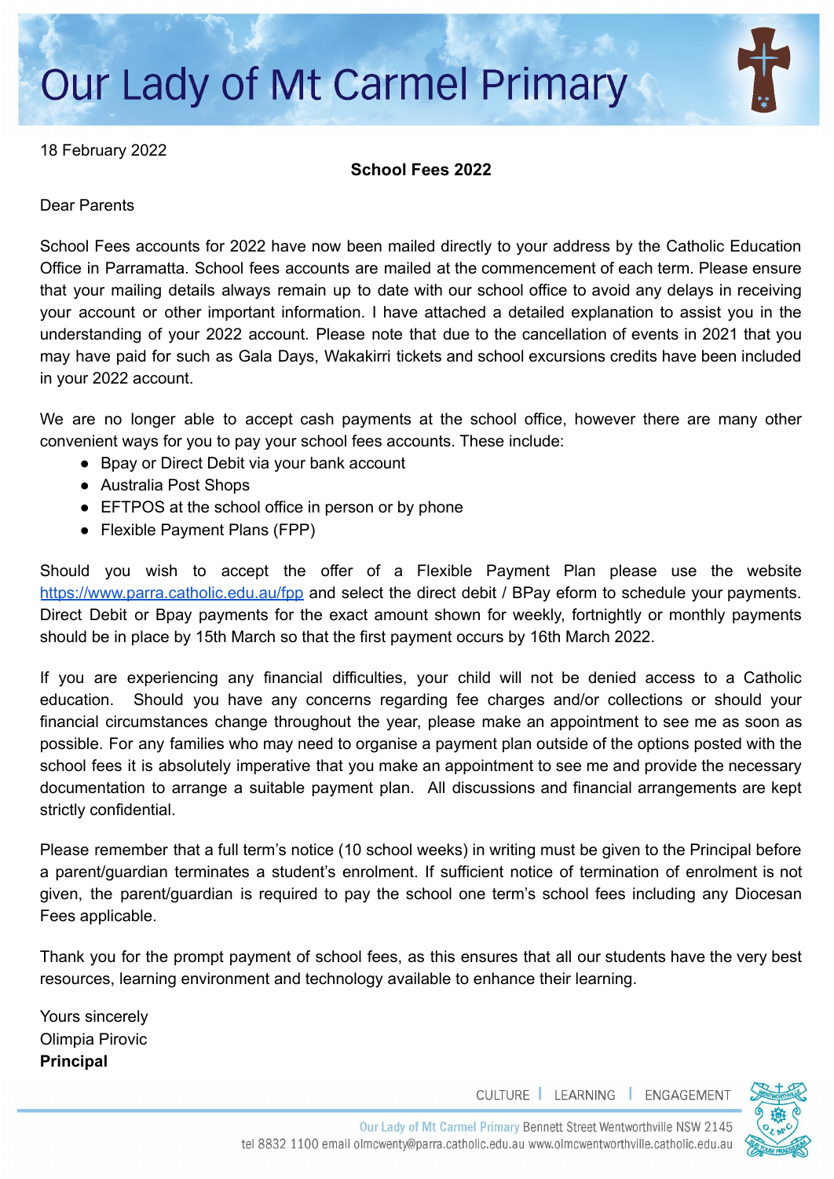# Our Lady of Mt Carmel Primary

18 February 2022

**School Fees 2022**

Dear Parents

School Fees accounts for 2022 have now been mailed directly to your address by the Catholic Education Office in Parramatta. School fees accounts are mailed at the commencement of each term. Please ensure that your mailing details always remain up to date with our school office to avoid any delays in receiving your account or other important information. I have attached a detailed explanation to assist you in the understanding of your 2022 account. Please note that due to the cancellation of events in 2021 that you may have paid for such as Gala Days, Wakakirri tickets and school excursions credits have been included in your 2022 account.

We are no longer able to accept cash payments at the school office, however there are many other convenient ways for you to pay your school fees accounts. These include:

- Bpay or Direct Debit via your bank account
- Australia Post Shops
- EFTPOS at the school office in person or by phone
- Flexible Payment Plans (FPP)

Should you wish to accept the offer of a Flexible Payment Plan please use the website https://www.parra.catholic.edu.au/fpp and select the direct debit / BPay eform to schedule your payments. Direct Debit or Bpay payments for the exact amount shown for weekly, fortnightly or monthly payments should be in place by 15th March so that the first payment occurs by 16th March 2022.

If you are experiencing any financial difficulties, your child will not be denied access to a Catholic education. Should you have any concerns regarding fee charges and/or collections or should your financial circumstances change throughout the year, please make an appointment to see me as soon as possible. For any families who may need to organise a payment plan outside of the options posted with the school fees it is absolutely imperative that you make an appointment to see me and provide the necessary documentation to arrange a suitable payment plan. All discussions and financial arrangements are kept strictly confidential.

Please remember that a full term's notice (10 school weeks) in writing must be given to the Principal before a parent/guardian terminates a student's enrolment. If sufficient notice of termination of enrolment is not given, the parent/guardian is required to pay the school one term's school fees including any Diocesan Fees applicable.

Thank you for the prompt payment of school fees, as this ensures that all our students have the very best resources, learning environment and technology available to enhance their learning.

Yours sincerely
Olimpia Pirovic
**Principal**

CULTURE | LEARNING | ENGAGEMENT

Our Lady of Mt Carmel Primary Bennett Street Wentworthville NSW 2145
tel 8832 1100 email olmcwenty@parra.catholic.edu.au www.olmcwentworthville.catholic.edu.au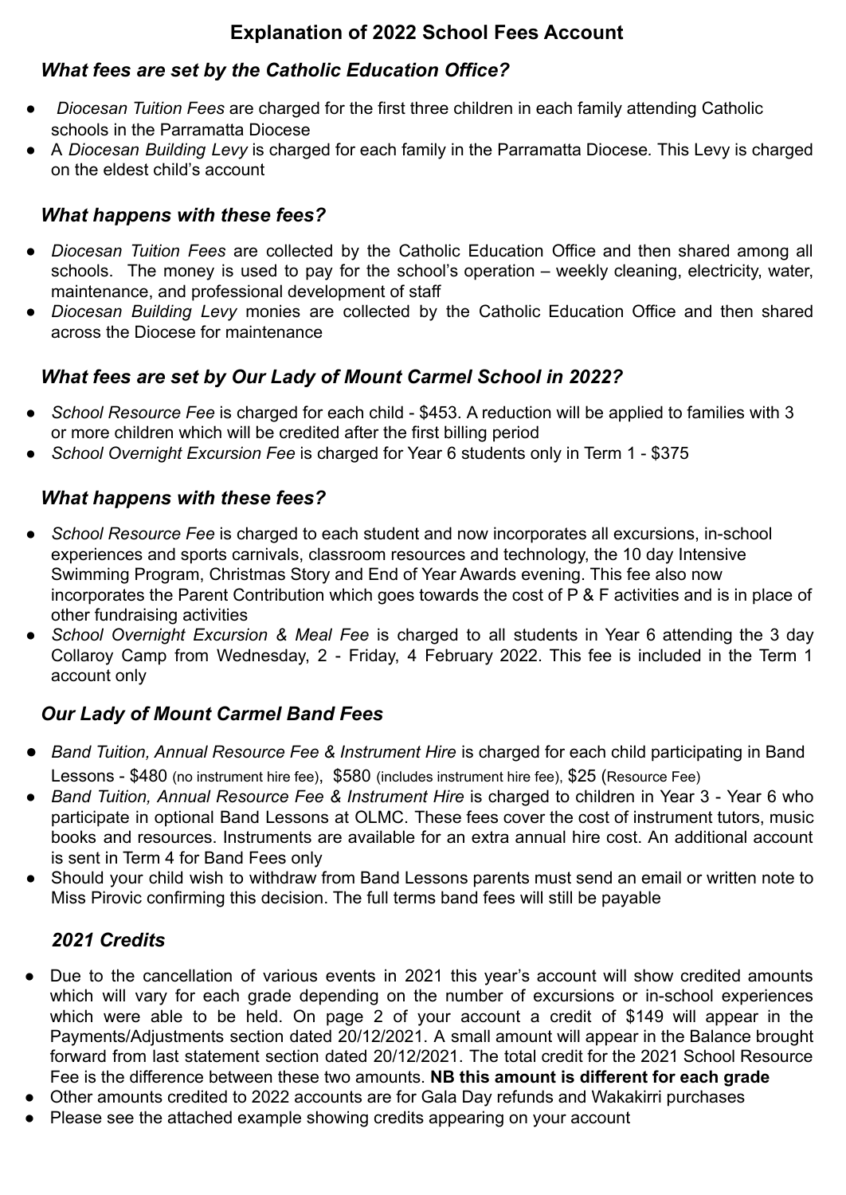# Explanation of 2022 School Fees Account

## *What fees are set by the Catholic Education Office?*

- *Diocesan Tuition Fees* are charged for the first three children in each family attending Catholic schools in the Parramatta Diocese
- A *Diocesan Building Levy* is charged for each family in the Parramatta Diocese. This Levy is charged on the eldest child's account

## *What happens with these fees?*

- *Diocesan Tuition Fees* are collected by the Catholic Education Office and then shared among all schools. The money is used to pay for the school's operation – weekly cleaning, electricity, water, maintenance, and professional development of staff
- *Diocesan Building Levy* monies are collected by the Catholic Education Office and then shared across the Diocese for maintenance

## *What fees are set by Our Lady of Mount Carmel School in 2022?*

- *School Resource Fee* is charged for each child - $453. A reduction will be applied to families with 3 or more children which will be credited after the first billing period
- *School Overnight Excursion Fee* is charged for Year 6 students only in Term 1 - $375

## *What happens with these fees?*

- *School Resource Fee* is charged to each student and now incorporates all excursions, in-school experiences and sports carnivals, classroom resources and technology, the 10 day Intensive Swimming Program, Christmas Story and End of Year Awards evening. This fee also now incorporates the Parent Contribution which goes towards the cost of P & F activities and is in place of other fundraising activities
- *School Overnight Excursion & Meal Fee* is charged to all students in Year 6 attending the 3 day Collaroy Camp from Wednesday, 2 - Friday, 4 February 2022. This fee is included in the Term 1 account only

## *Our Lady of Mount Carmel Band Fees*

- *Band Tuition, Annual Resource Fee & Instrument Hire* is charged for each child participating in Band Lessons - $480 (no instrument hire fee), $580 (includes instrument hire fee), $25 (Resource Fee)
- *Band Tuition, Annual Resource Fee & Instrument Hire* is charged to children in Year 3 - Year 6 who participate in optional Band Lessons at OLMC. These fees cover the cost of instrument tutors, music books and resources. Instruments are available for an extra annual hire cost. An additional account is sent in Term 4 for Band Fees only
- Should your child wish to withdraw from Band Lessons parents must send an email or written note to Miss Pirovic confirming this decision. The full terms band fees will still be payable

## *2021 Credits*

- Due to the cancellation of various events in 2021 this year's account will show credited amounts which will vary for each grade depending on the number of excursions or in-school experiences which were able to be held. On page 2 of your account a credit of $149 will appear in the Payments/Adjustments section dated 20/12/2021. A small amount will appear in the Balance brought forward from last statement section dated 20/12/2021. The total credit for the 2021 School Resource Fee is the difference between these two amounts. **NB this amount is different for each grade**
- Other amounts credited to 2022 accounts are for Gala Day refunds and Wakakirri purchases
- Please see the attached example showing credits appearing on your account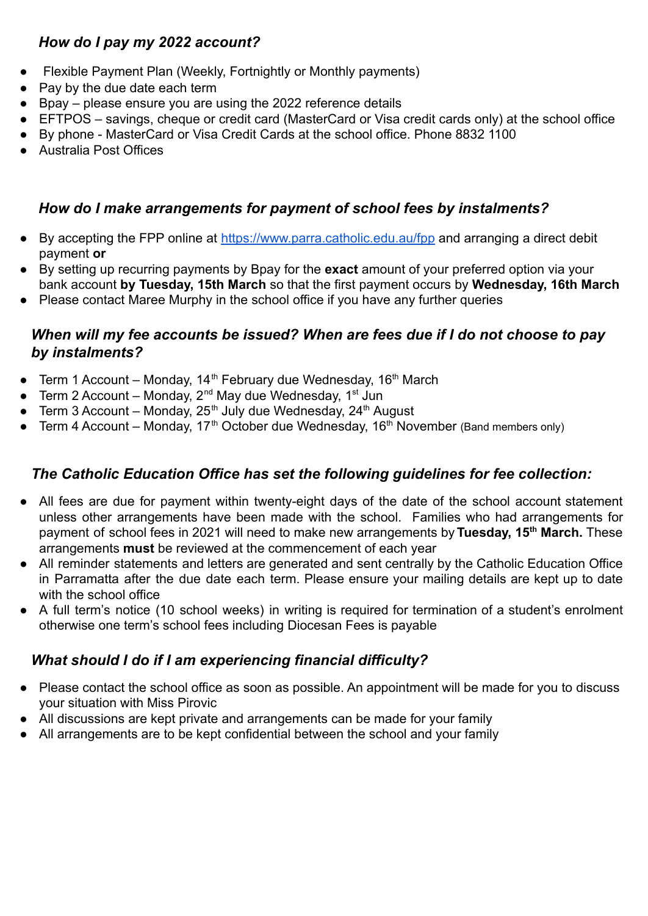### *How do I pay my 2022 account?*

- Flexible Payment Plan (Weekly, Fortnightly or Monthly payments)
- Pay by the due date each term
- Bpay – please ensure you are using the 2022 reference details
- EFTPOS – savings, cheque or credit card (MasterCard or Visa credit cards only) at the school office
- By phone - MasterCard or Visa Credit Cards at the school office. Phone 8832 1100
- Australia Post Offices

### *How do I make arrangements for payment of school fees by instalments?*

- By accepting the FPP online at [https://www.parra.catholic.edu.au/fpp](https://www.parra.catholic.edu.au/fpp) and arranging a direct debit payment **or**
- By setting up recurring payments by Bpay for the **exact** amount of your preferred option via your bank account **by Tuesday, 15th March** so that the first payment occurs by **Wednesday, 16th March**
- Please contact Maree Murphy in the school office if you have any further queries

### *When will my fee accounts be issued? When are fees due if I do not choose to pay by instalments?*

- Term 1 Account – Monday, 14th February due Wednesday, 16th March
- Term 2 Account – Monday, 2nd May due Wednesday, 1st Jun
- Term 3 Account – Monday, 25th July due Wednesday, 24th August
- Term 4 Account – Monday, 17th October due Wednesday, 16th November (Band members only)

### *The Catholic Education Office has set the following guidelines for fee collection:*

- All fees are due for payment within twenty-eight days of the date of the school account statement unless other arrangements have been made with the school. Families who had arrangements for payment of school fees in 2021 will need to make new arrangements by **Tuesday, 15th March.** These arrangements **must** be reviewed at the commencement of each year
- All reminder statements and letters are generated and sent centrally by the Catholic Education Office in Parramatta after the due date each term. Please ensure your mailing details are kept up to date with the school office
- A full term's notice (10 school weeks) in writing is required for termination of a student's enrolment otherwise one term's school fees including Diocesan Fees is payable

### *What should I do if I am experiencing financial difficulty?*

- Please contact the school office as soon as possible. An appointment will be made for you to discuss your situation with Miss Pirovic
- All discussions are kept private and arrangements can be made for your family
- All arrangements are to be kept confidential between the school and your family